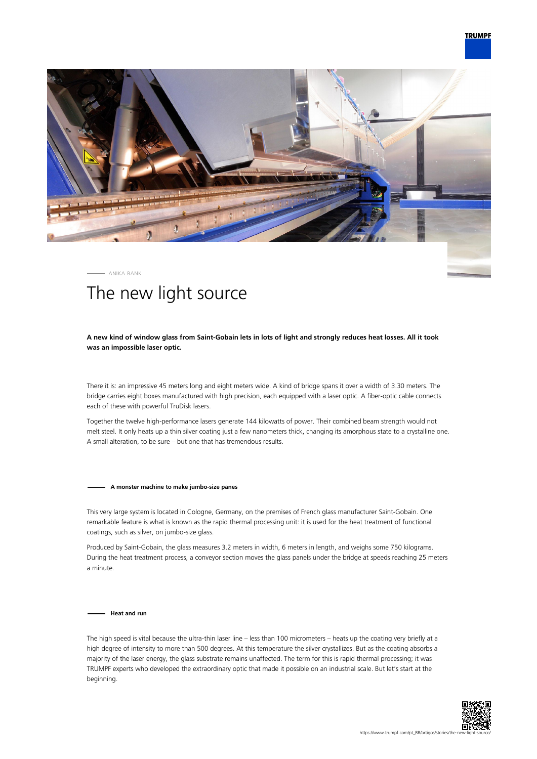ANIKA BANK

# The new light source

**A new kind of window glass from Saint-Gobain lets in lots of light and strongly reduces heat losses. All it took was an impossible laser optic.**

There it is: an impressive 45 meters long and eight meters wide. A kind of bridge spans it over a width of 3.30 meters. The bridge carries eight boxes manufactured with high precision, each equipped with a laser optic. A fiber-optic cable connects each of these with powerful TruDisk lasers.

Together the twelve high-performance lasers generate 144 kilowatts of power. Their combined beam strength would not melt steel. It only heats up a thin silver coating just a few nanometers thick, changing its amorphous state to a crystalline one. A small alteration, to be sure – but one that has tremendous results.

## A monster machine to make jumbo-size panes

This very large system is located in Cologne, Germany, on the premises of French glass manufacturer Saint-Gobain. One remarkable feature is what is known as the rapid thermal processing unit: it is used for the heat treatment of functional coatings, such as silver, on jumbo-size glass.

Produced by Saint-Gobain, the glass measures 3.2 meters in width, 6 meters in length, and weighs some 750 kilograms. During the heat treatment process, a conveyor section moves the glass panels under the bridge at speeds reaching 25 meters a minute.

## Heat and run

The high speed is vital because the ultra-thin laser line – less than 100 micrometers – heats up the coating very briefly at a high degree of intensity to more than 500 degrees. At this temperature the silver crystallizes. But as the coating absorbs a majority of the laser energy, the glass substrate remains unaffected. The term for this is rapid thermal processing; it was TRUMPF experts who developed the extraordinary optic that made it possible on an industrial scale. But let's start at the beginning.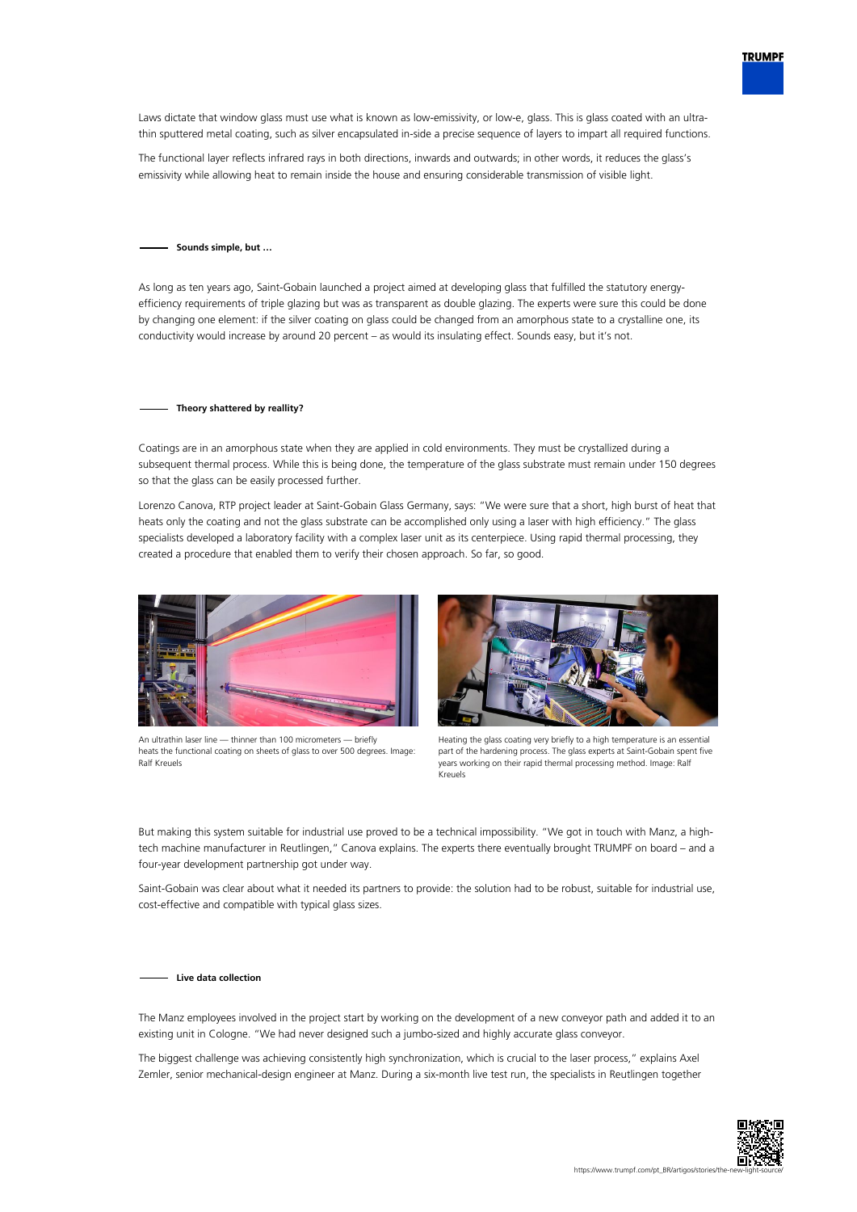Laws dictate that window glass must use what is known as low-emissivity, or low-e, glass. This is glass coated with an ultra-thin sputtered metal coating, such as silver encapsulated in-side a precise sequence of layers to impart all required functions.

The functional layer reflects infrared rays in both directions, inwards and outwards; in other words, it reduces the glass's emissivity while allowing heat to remain inside the house and ensuring considerable transmission of visible light.

### Sounds simple, but ...

As long as ten years ago, Saint-Gobain launched a project aimed at developing glass that fulfilled the statutory energy-efficiency requirements of triple glazing but was as transparent as double glazing. The experts were sure this could be done by changing one element: if the silver coating on glass could be changed from an amorphous state to a crystalline one, its conductivity would increase by around 20 percent – as would its insulating effect. Sounds easy, but it's not.

### Theory shattered by reallity?

Coatings are in an amorphous state when they are applied in cold environments. They must be crystallized during a subsequent thermal process. While this is being done, the temperature of the glass substrate must remain under 150 degrees so that the glass can be easily processed further.

Lorenzo Canova, RTP project leader at Saint-Gobain Glass Germany, says: "We were sure that a short, high burst of heat that heats only the coating and not the glass substrate can be accomplished only using a laser with high efficiency." The glass specialists developed a laboratory facility with a complex laser unit as its centerpiece. Using rapid thermal processing, they created a procedure that enabled them to verify their chosen approach. So far, so good.

An ultrathin laser line — thinner than 100 micrometers — briefly heats the functional coating on sheets of glass to over 500 degrees. Image: Ralf Kreuels

Heating the glass coating very briefly to a high temperature is an essential part of the hardening process. The glass experts at Saint-Gobain spent five years working on their rapid thermal processing method. Image: Ralf Kreuels

But making this system suitable for industrial use proved to be a technical impossibility. "We got in touch with Manz, a high-tech machine manufacturer in Reutlingen," Canova explains. The experts there eventually brought TRUMPF on board – and a four-year development partnership got under way.

Saint-Gobain was clear about what it needed its partners to provide: the solution had to be robust, suitable for industrial use, cost-effective and compatible with typical glass sizes.

### Live data collection

The Manz employees involved in the project start by working on the development of a new conveyor path and added it to an existing unit in Cologne. "We had never designed such a jumbo-sized and highly accurate glass conveyor.

The biggest challenge was achieving consistently high synchronization, which is crucial to the laser process," explains Axel Zemler, senior mechanical-design engineer at Manz. During a six-month live test run, the specialists in Reutlingen together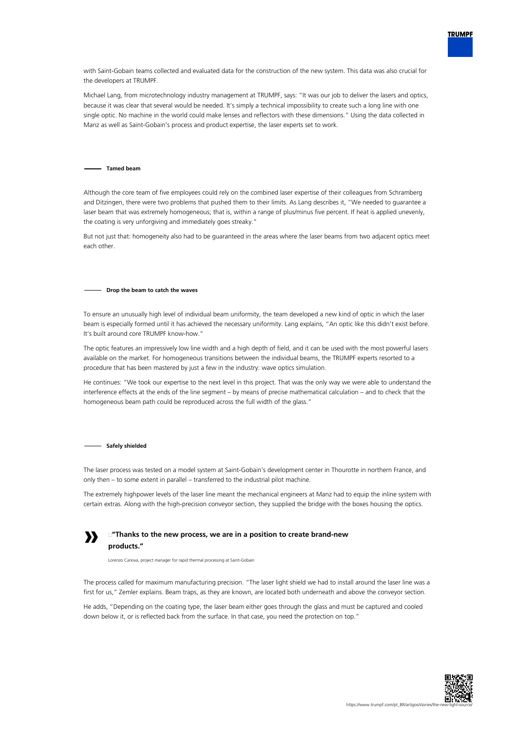with Saint-Gobain teams collected and evaluated data for the construction of the new system. This data was also crucial for the developers at TRUMPF.

Michael Lang, from microtechnology industry management at TRUMPF, says: "It was our job to deliver the lasers and optics, because it was clear that several would be needed. It's simply a technical impossibility to create such a long line with one single optic. No machine in the world could make lenses and reflectors with these dimensions." Using the data collected in Manz as well as Saint-Gobain's process and product expertise, the laser experts set to work.

## Tamed beam

Although the core team of five employees could rely on the combined laser expertise of their colleagues from Schramberg and Ditzingen, there were two problems that pushed them to their limits. As Lang describes it, "We needed to guarantee a laser beam that was extremely homogeneous; that is, within a range of plus/minus five percent. If heat is applied unevenly, the coating is very unforgiving and immediately goes streaky."

But not just that: homogeneity also had to be guaranteed in the areas where the laser beams from two adjacent optics meet each other.

## Drop the beam to catch the waves

To ensure an unusually high level of individual beam uniformity, the team developed a new kind of optic in which the laser beam is especially formed until it has achieved the necessary uniformity. Lang explains, "An optic like this didn't exist before. It's built around core TRUMPF know-how."

The optic features an impressively low line width and a high depth of field, and it can be used with the most powerful lasers available on the market. For homogeneous transitions between the individual beams, the TRUMPF experts resorted to a procedure that has been mastered by just a few in the industry: wave optics simulation.

He continues: "We took our expertise to the next level in this project. That was the only way we were able to understand the interference effects at the ends of the line segment – by means of precise mathematical calculation – and to check that the homogeneous beam path could be reproduced across the full width of the glass."

## Safely shielded

The laser process was tested on a model system at Saint-Gobain's development center in Thourotte in northern France, and only then – to some extent in parallel – transferred to the industrial pilot machine.

The extremely highpower levels of the laser line meant the mechanical engineers at Manz had to equip the inline system with certain extras. Along with the high-precision conveyor section, they supplied the bridge with the boxes housing the optics.

> **"Thanks to the new process, we are in a position to create brand-new products."**
>
> Lorenzo Canova, project manager for rapid thermal processing at Saint-Gobain

The process called for maximum manufacturing precision. "The laser light shield we had to install around the laser line was a first for us," Zemler explains. Beam traps, as they are known, are located both underneath and above the conveyor section.

He adds, "Depending on the coating type, the laser beam either goes through the glass and must be captured and cooled down below it, or is reflected back from the surface. In that case, you need the protection on top."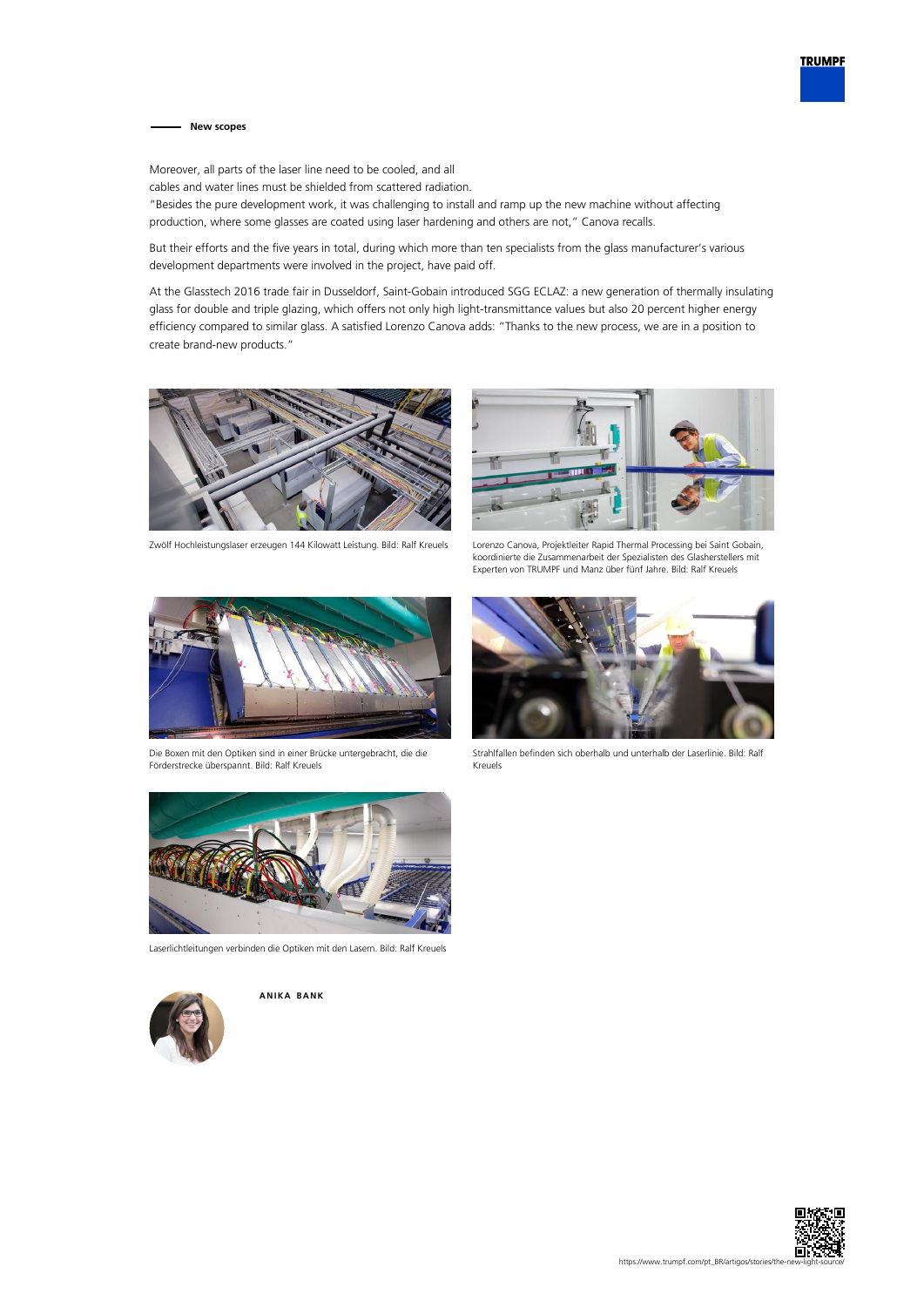## New scopes

Moreover, all parts of the laser line need to be cooled, and all cables and water lines must be shielded from scattered radiation.
"Besides the pure development work, it was challenging to install and ramp up the new machine without affecting production, where some glasses are coated using laser hardening and others are not," Canova recalls.

But their efforts and the five years in total, during which more than ten specialists from the glass manufacturer's various development departments were involved in the project, have paid off.

At the Glasstech 2016 trade fair in Dusseldorf, Saint-Gobain introduced SGG ECLAZ: a new generation of thermally insulating glass for double and triple glazing, which offers not only high light-transmittance values but also 20 percent higher energy efficiency compared to similar glass. A satisfied Lorenzo Canova adds: "Thanks to the new process, we are in a position to create brand-new products."

Zwölf Hochleistungslaser erzeugen 144 Kilowatt Leistung. Bild: Ralf Kreuels

Lorenzo Canova, Projektleiter Rapid Thermal Processing bei Saint Gobain, koordinierte die Zusammenarbeit der Spezialisten des Glasherstellers mit Experten von TRUMPF und Manz über fünf Jahre. Bild: Ralf Kreuels

Die Boxen mit den Optiken sind in einer Brücke untergebracht, die die Förderstrecke überspannt. Bild: Ralf Kreuels

Strahlfallen befinden sich oberhalb und unterhalb der Laserlinie. Bild: Ralf Kreuels

Laserlichtleitungen verbinden die Optiken mit den Lasern. Bild: Ralf Kreuels

**ANIKA BANK**